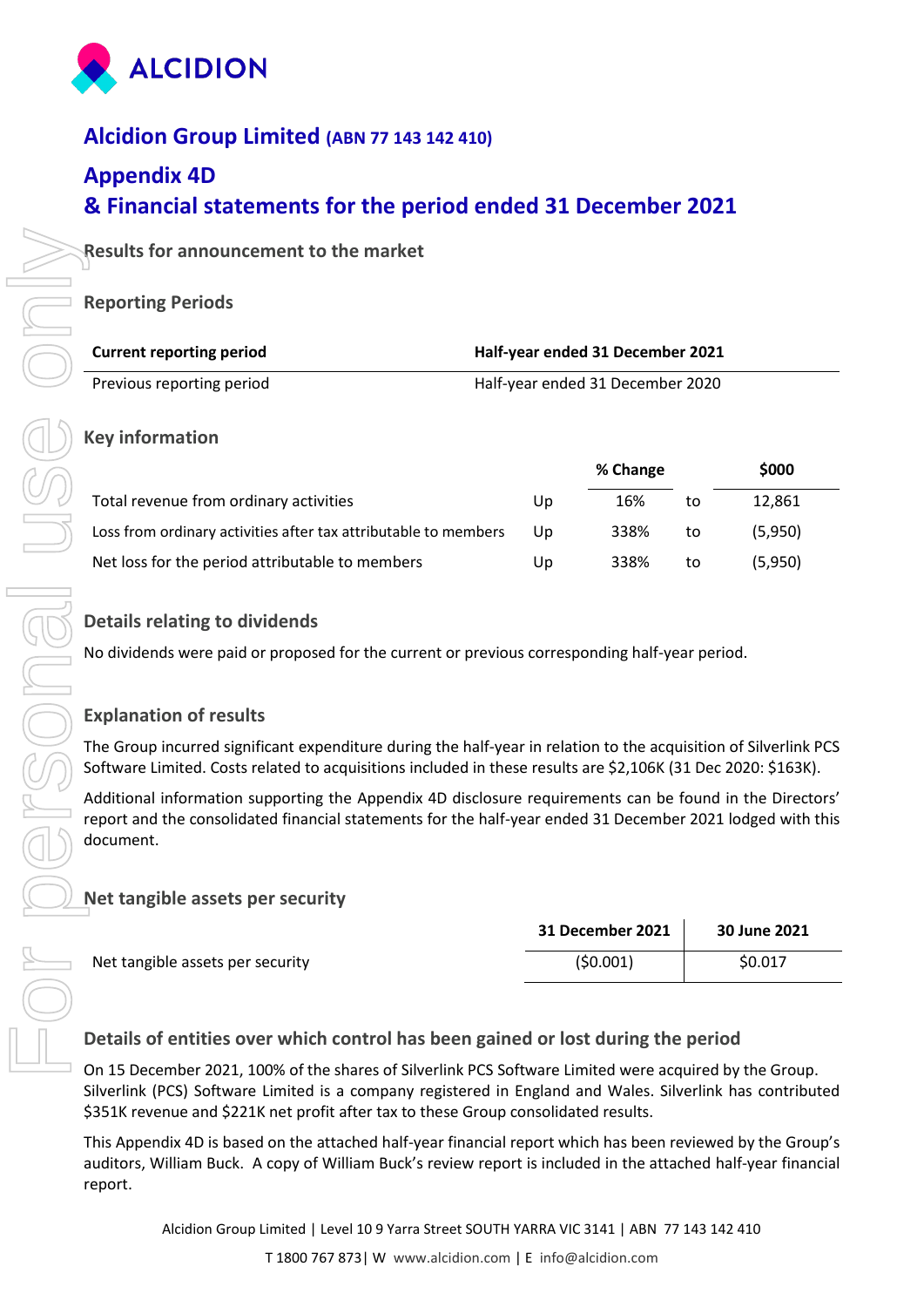# Alcidion Group Limited (ABN 77 143 142 410)

## Appendix 4D
## & Financial statements for the period ended 31 December 2021

### Results for announcement to the market

### Reporting Periods

| Current reporting period | Half-year ended 31 December 2021 |
|---|---|
| Previous reporting period | Half-year ended 31 December 2020 |

### Key information

| | | % Change | | $000 |
|---|---|---|---|---|
| Total revenue from ordinary activities | Up | 16% | to | 12,861 |
| Loss from ordinary activities after tax attributable to members | Up | 338% | to | (5,950) |
| Net loss for the period attributable to members | Up | 338% | to | (5,950) |

### Details relating to dividends

No dividends were paid or proposed for the current or previous corresponding half-year period.

### Explanation of results

The Group incurred significant expenditure during the half-year in relation to the acquisition of Silverlink PCS Software Limited. Costs related to acquisitions included in these results are $2,106K (31 Dec 2020: $163K).

Additional information supporting the Appendix 4D disclosure requirements can be found in the Directors' report and the consolidated financial statements for the half-year ended 31 December 2021 lodged with this document.

### Net tangible assets per security

| | 31 December 2021 | 30 June 2021 |
|---|---|---|
| Net tangible assets per security | ($0.001) | $0.017 |

### Details of entities over which control has been gained or lost during the period

On 15 December 2021, 100% of the shares of Silverlink PCS Software Limited were acquired by the Group. Silverlink (PCS) Software Limited is a company registered in England and Wales. Silverlink has contributed $351K revenue and $221K net profit after tax to these Group consolidated results.

This Appendix 4D is based on the attached half-year financial report which has been reviewed by the Group's auditors, William Buck. A copy of William Buck's review report is included in the attached half-year financial report.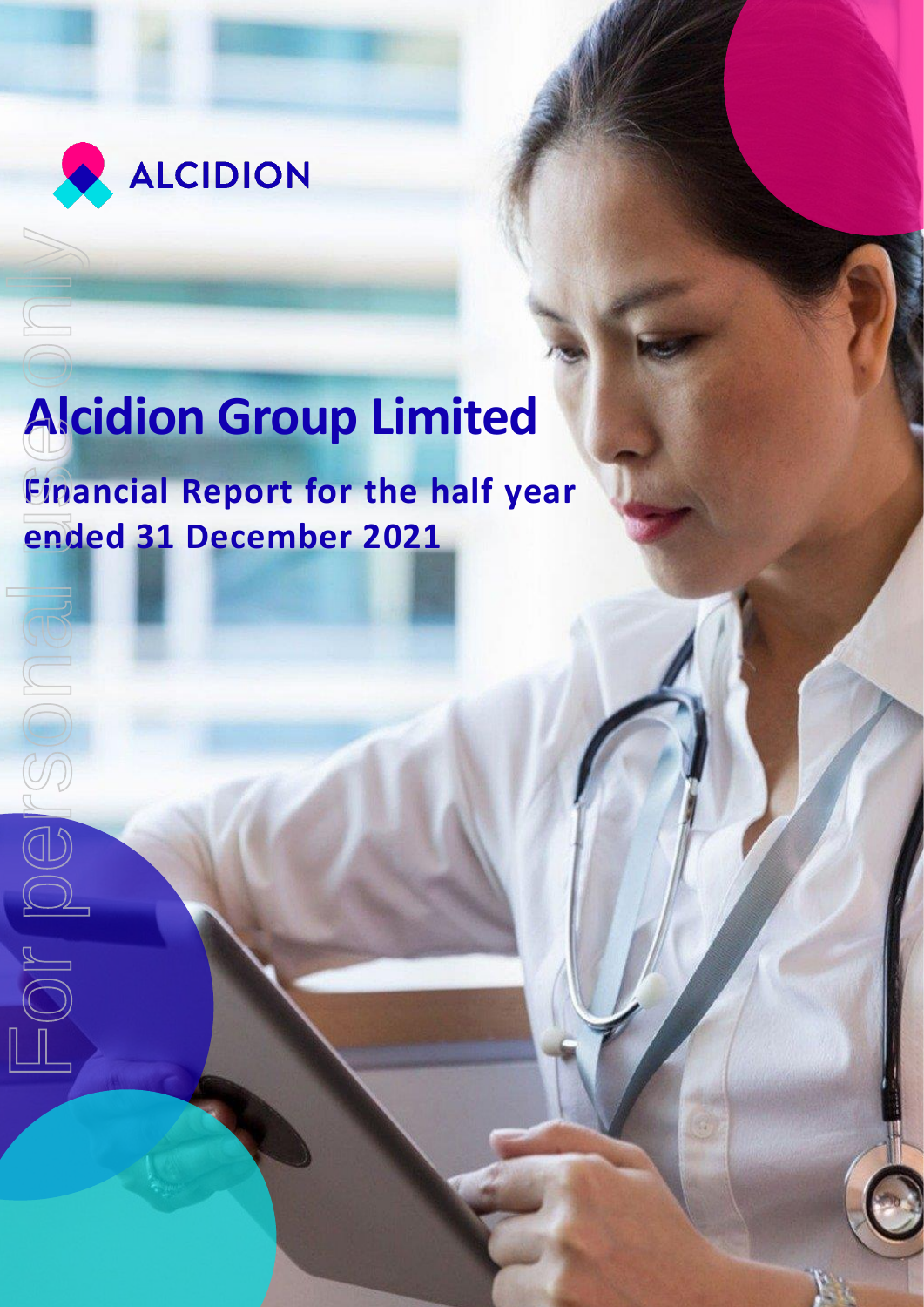ALCIDION

# Alcidion Group Limited

## Financial Report for the half year ended 31 December 2021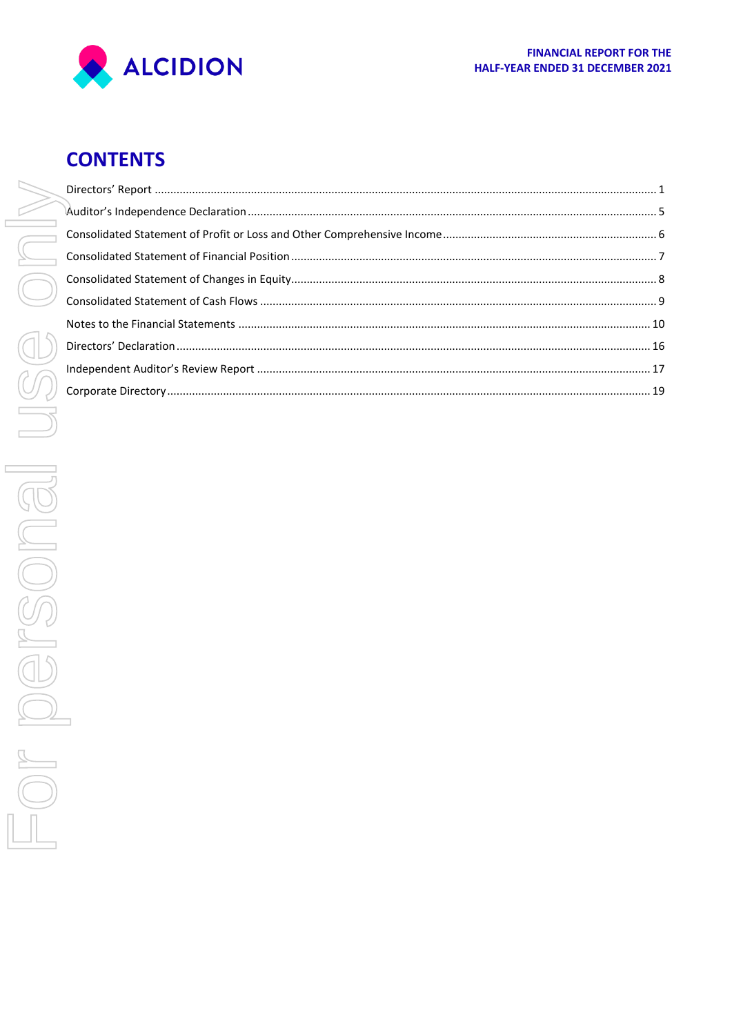# CONTENTS

| | |
|---|---|
| Directors' Report | 1 |
| Auditor's Independence Declaration | 5 |
| Consolidated Statement of Profit or Loss and Other Comprehensive Income | 6 |
| Consolidated Statement of Financial Position | 7 |
| Consolidated Statement of Changes in Equity | 8 |
| Consolidated Statement of Cash Flows | 9 |
| Notes to the Financial Statements | 10 |
| Directors' Declaration | 16 |
| Independent Auditor's Review Report | 17 |
| Corporate Directory | 19 |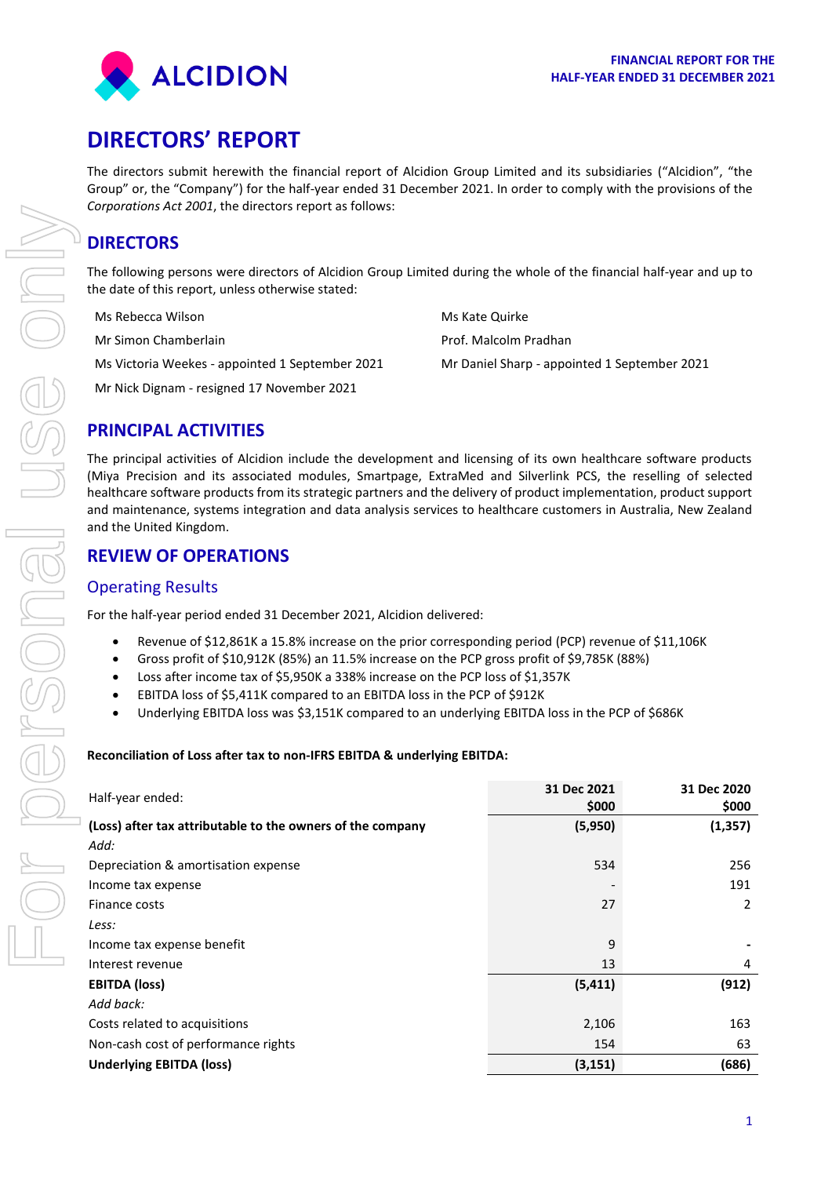# DIRECTORS' REPORT

The directors submit herewith the financial report of Alcidion Group Limited and its subsidiaries ("Alcidion", "the Group" or, the "Company") for the half-year ended 31 December 2021. In order to comply with the provisions of the *Corporations Act 2001*, the directors report as follows:

## DIRECTORS

The following persons were directors of Alcidion Group Limited during the whole of the financial half-year and up to the date of this report, unless otherwise stated:

- Ms Rebecca Wilson
- Mr Simon Chamberlain
- Ms Victoria Weekes - appointed 1 September 2021
- Mr Nick Dignam - resigned 17 November 2021
- Ms Kate Quirke
- Prof. Malcolm Pradhan
- Mr Daniel Sharp - appointed 1 September 2021

## PRINCIPAL ACTIVITIES

The principal activities of Alcidion include the development and licensing of its own healthcare software products (Miya Precision and its associated modules, Smartpage, ExtraMed and Silverlink PCS, the reselling of selected healthcare software products from its strategic partners and the delivery of product implementation, product support and maintenance, systems integration and data analysis services to healthcare customers in Australia, New Zealand and the United Kingdom.

## REVIEW OF OPERATIONS

### Operating Results

For the half-year period ended 31 December 2021, Alcidion delivered:

- Revenue of $12,861K a 15.8% increase on the prior corresponding period (PCP) revenue of $11,106K
- Gross profit of $10,912K (85%) an 11.5% increase on the PCP gross profit of $9,785K (88%)
- Loss after income tax of $5,950K a 338% increase on the PCP loss of $1,357K
- EBITDA loss of $5,411K compared to an EBITDA loss in the PCP of $912K
- Underlying EBITDA loss was $3,151K compared to an underlying EBITDA loss in the PCP of $686K

**Reconciliation of Loss after tax to non-IFRS EBITDA & underlying EBITDA:**

| Half-year ended: | 31 Dec 2021 $000 | 31 Dec 2020 $000 |
|---|---|---|
| **(Loss) after tax attributable to the owners of the company** | **(5,950)** | **(1,357)** |
| *Add:* | | |
| Depreciation & amortisation expense | 534 | 256 |
| Income tax expense | - | 191 |
| Finance costs | 27 | 2 |
| *Less:* | | |
| Income tax expense benefit | 9 | - |
| Interest revenue | 13 | 4 |
| **EBITDA (loss)** | **(5,411)** | **(912)** |
| *Add back:* | | |
| Costs related to acquisitions | 2,106 | 163 |
| Non-cash cost of performance rights | 154 | 63 |
| **Underlying EBITDA (loss)** | **(3,151)** | **(686)** |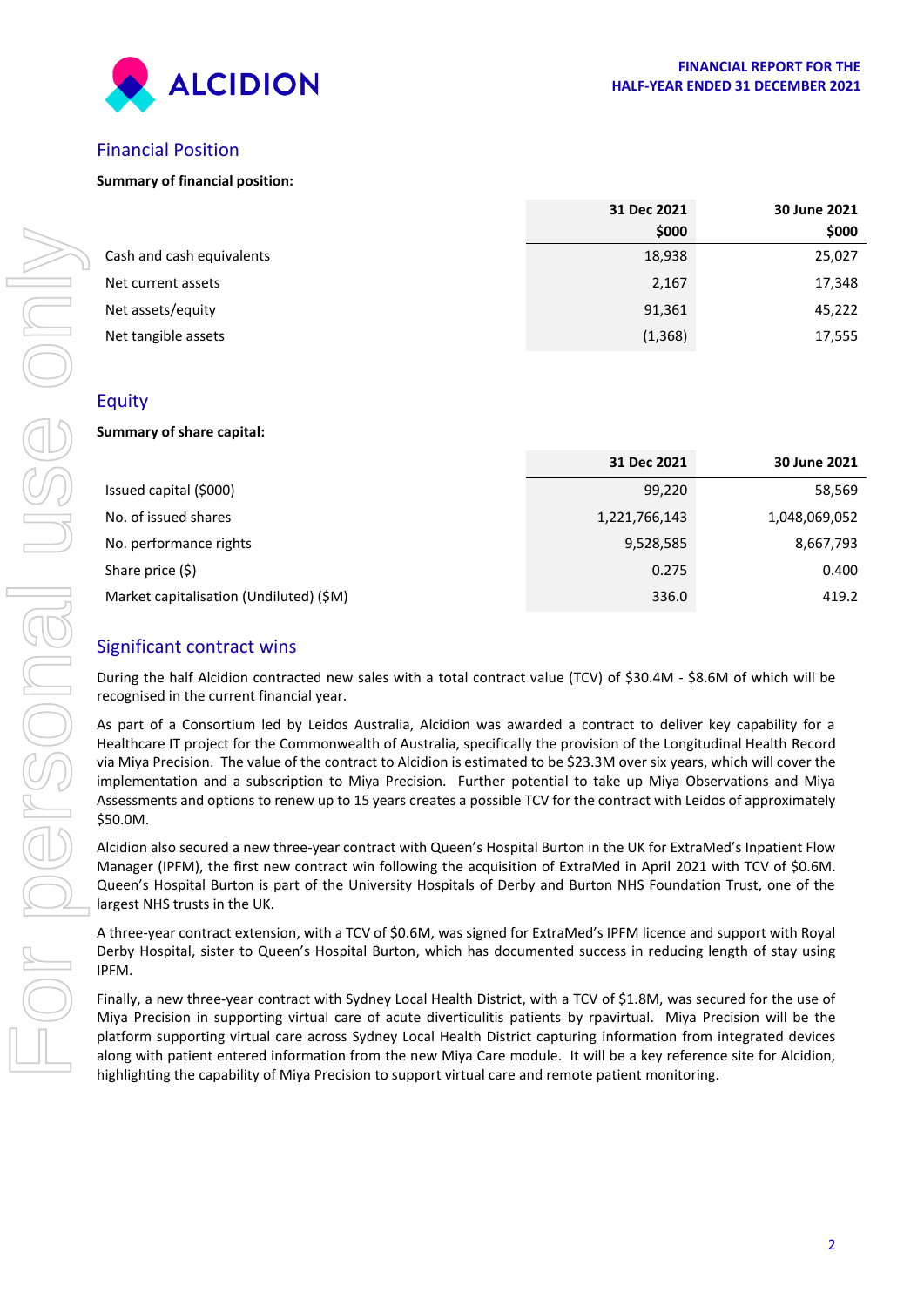## Financial Position

**Summary of financial position:**

| | 31 Dec 2021 $000 | 30 June 2021 $000 |
|---|---|---|
| Cash and cash equivalents | 18,938 | 25,027 |
| Net current assets | 2,167 | 17,348 |
| Net assets/equity | 91,361 | 45,222 |
| Net tangible assets | (1,368) | 17,555 |

## Equity

**Summary of share capital:**

| | 31 Dec 2021 | 30 June 2021 |
|---|---|---|
| Issued capital ($000) | 99,220 | 58,569 |
| No. of issued shares | 1,221,766,143 | 1,048,069,052 |
| No. performance rights | 9,528,585 | 8,667,793 |
| Share price ($) | 0.275 | 0.400 |
| Market capitalisation (Undiluted) ($M) | 336.0 | 419.2 |

## Significant contract wins

During the half Alcidion contracted new sales with a total contract value (TCV) of $30.4M - $8.6M of which will be recognised in the current financial year.

As part of a Consortium led by Leidos Australia, Alcidion was awarded a contract to deliver key capability for a Healthcare IT project for the Commonwealth of Australia, specifically the provision of the Longitudinal Health Record via Miya Precision. The value of the contract to Alcidion is estimated to be $23.3M over six years, which will cover the implementation and a subscription to Miya Precision. Further potential to take up Miya Observations and Miya Assessments and options to renew up to 15 years creates a possible TCV for the contract with Leidos of approximately $50.0M.

Alcidion also secured a new three-year contract with Queen's Hospital Burton in the UK for ExtraMed's Inpatient Flow Manager (IPFM), the first new contract win following the acquisition of ExtraMed in April 2021 with TCV of $0.6M. Queen's Hospital Burton is part of the University Hospitals of Derby and Burton NHS Foundation Trust, one of the largest NHS trusts in the UK.

A three-year contract extension, with a TCV of $0.6M, was signed for ExtraMed's IPFM licence and support with Royal Derby Hospital, sister to Queen's Hospital Burton, which has documented success in reducing length of stay using IPFM.

Finally, a new three-year contract with Sydney Local Health District, with a TCV of $1.8M, was secured for the use of Miya Precision in supporting virtual care of acute diverticulitis patients by rpavirtual. Miya Precision will be the platform supporting virtual care across Sydney Local Health District capturing information from integrated devices along with patient entered information from the new Miya Care module. It will be a key reference site for Alcidion, highlighting the capability of Miya Precision to support virtual care and remote patient monitoring.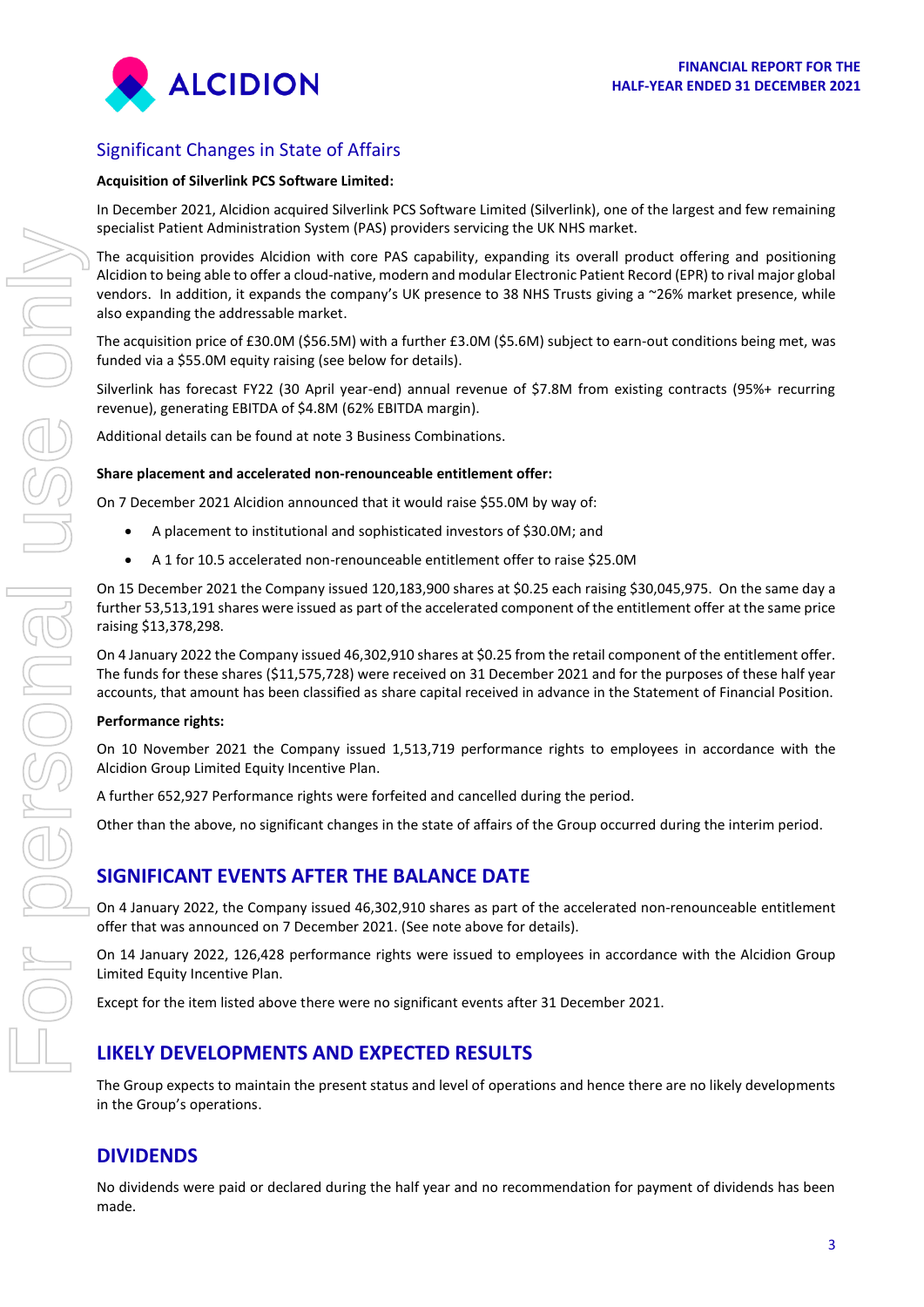## Significant Changes in State of Affairs

**Acquisition of Silverlink PCS Software Limited:**

In December 2021, Alcidion acquired Silverlink PCS Software Limited (Silverlink), one of the largest and few remaining specialist Patient Administration System (PAS) providers servicing the UK NHS market.

The acquisition provides Alcidion with core PAS capability, expanding its overall product offering and positioning Alcidion to being able to offer a cloud-native, modern and modular Electronic Patient Record (EPR) to rival major global vendors. In addition, it expands the company's UK presence to 38 NHS Trusts giving a ~26% market presence, while also expanding the addressable market.

The acquisition price of £30.0M ($56.5M) with a further £3.0M ($5.6M) subject to earn-out conditions being met, was funded via a $55.0M equity raising (see below for details).

Silverlink has forecast FY22 (30 April year-end) annual revenue of $7.8M from existing contracts (95%+ recurring revenue), generating EBITDA of $4.8M (62% EBITDA margin).

Additional details can be found at note 3 Business Combinations.

**Share placement and accelerated non-renounceable entitlement offer:**

On 7 December 2021 Alcidion announced that it would raise $55.0M by way of:

- A placement to institutional and sophisticated investors of $30.0M; and
- A 1 for 10.5 accelerated non-renounceable entitlement offer to raise $25.0M

On 15 December 2021 the Company issued 120,183,900 shares at $0.25 each raising $30,045,975. On the same day a further 53,513,191 shares were issued as part of the accelerated component of the entitlement offer at the same price raising $13,378,298.

On 4 January 2022 the Company issued 46,302,910 shares at $0.25 from the retail component of the entitlement offer. The funds for these shares ($11,575,728) were received on 31 December 2021 and for the purposes of these half year accounts, that amount has been classified as share capital received in advance in the Statement of Financial Position.

**Performance rights:**

On 10 November 2021 the Company issued 1,513,719 performance rights to employees in accordance with the Alcidion Group Limited Equity Incentive Plan.

A further 652,927 Performance rights were forfeited and cancelled during the period.

Other than the above, no significant changes in the state of affairs of the Group occurred during the interim period.

## SIGNIFICANT EVENTS AFTER THE BALANCE DATE

On 4 January 2022, the Company issued 46,302,910 shares as part of the accelerated non-renounceable entitlement offer that was announced on 7 December 2021. (See note above for details).

On 14 January 2022, 126,428 performance rights were issued to employees in accordance with the Alcidion Group Limited Equity Incentive Plan.

Except for the item listed above there were no significant events after 31 December 2021.

## LIKELY DEVELOPMENTS AND EXPECTED RESULTS

The Group expects to maintain the present status and level of operations and hence there are no likely developments in the Group's operations.

## DIVIDENDS

No dividends were paid or declared during the half year and no recommendation for payment of dividends has been made.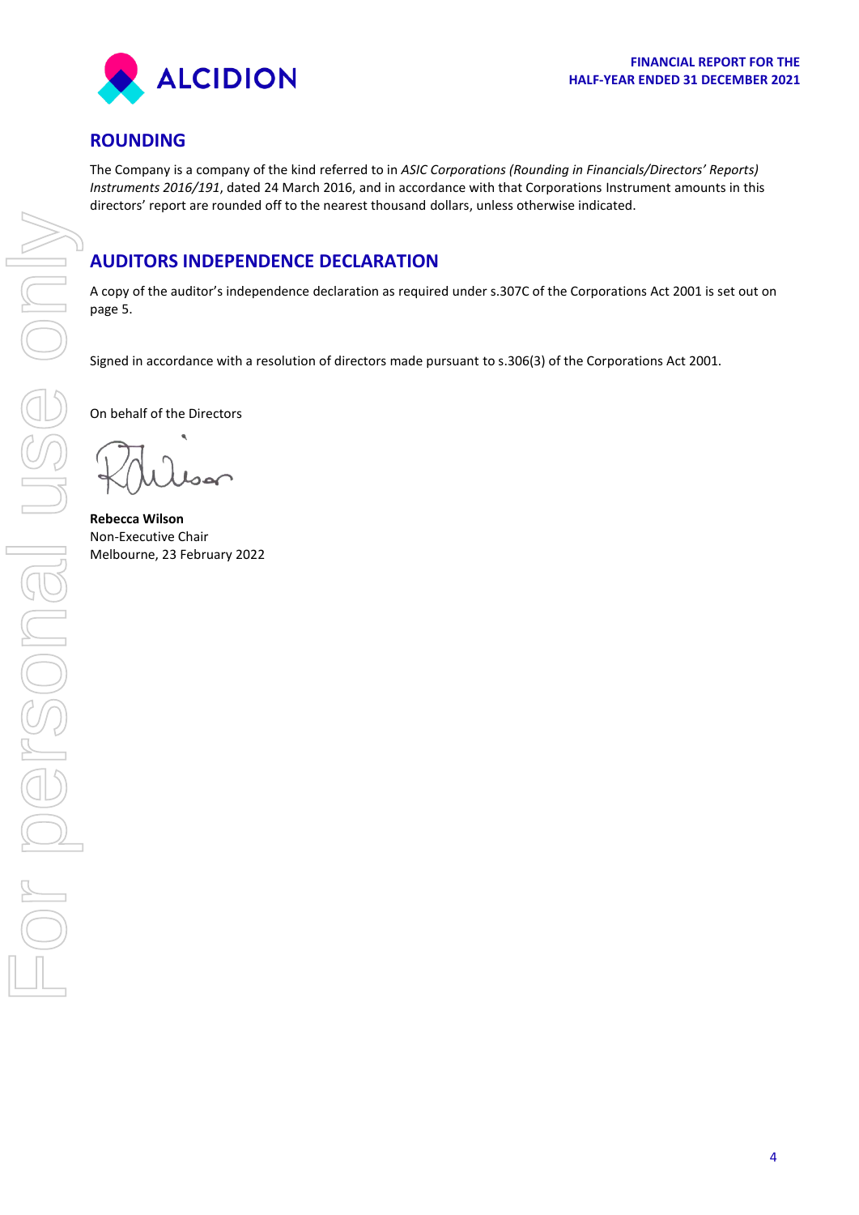## ROUNDING

The Company is a company of the kind referred to in *ASIC Corporations (Rounding in Financials/Directors' Reports) Instruments 2016/191*, dated 24 March 2016, and in accordance with that Corporations Instrument amounts in this directors' report are rounded off to the nearest thousand dollars, unless otherwise indicated.

## AUDITORS INDEPENDENCE DECLARATION

A copy of the auditor's independence declaration as required under s.307C of the Corporations Act 2001 is set out on page 5.

Signed in accordance with a resolution of directors made pursuant to s.306(3) of the Corporations Act 2001.

On behalf of the Directors

**Rebecca Wilson**
Non-Executive Chair
Melbourne, 23 February 2022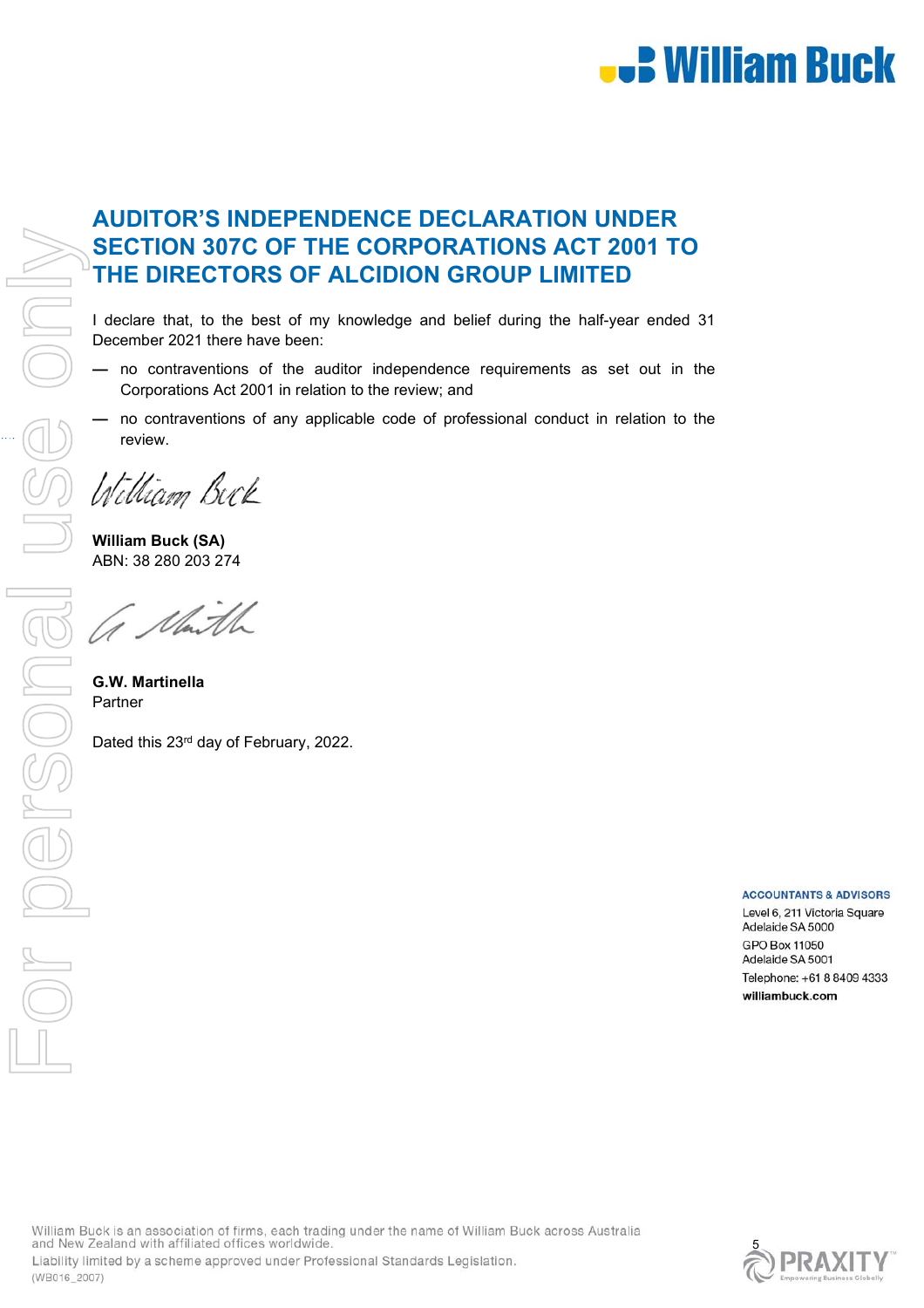# AUDITOR'S INDEPENDENCE DECLARATION UNDER SECTION 307C OF THE CORPORATIONS ACT 2001 TO THE DIRECTORS OF ALCIDION GROUP LIMITED

I declare that, to the best of my knowledge and belief during the half-year ended 31 December 2021 there have been:

— no contraventions of the auditor independence requirements as set out in the Corporations Act 2001 in relation to the review; and

— no contraventions of any applicable code of professional conduct in relation to the review.

*William Buck*

**William Buck (SA)**
ABN: 38 280 203 274

**G.W. Martinella**
Partner

Dated this 23rd day of February, 2022.

**ACCOUNTANTS & ADVISORS**
Level 6, 211 Victoria Square
Adelaide SA 5000
GPO Box 11050
Adelaide SA 5001
Telephone: +61 8 8409 4333
**williambuck.com**

William Buck is an association of firms, each trading under the name of William Buck across Australia and New Zealand with affiliated offices worldwide.
Liability limited by a scheme approved under Professional Standards Legislation.
(WB016_2007)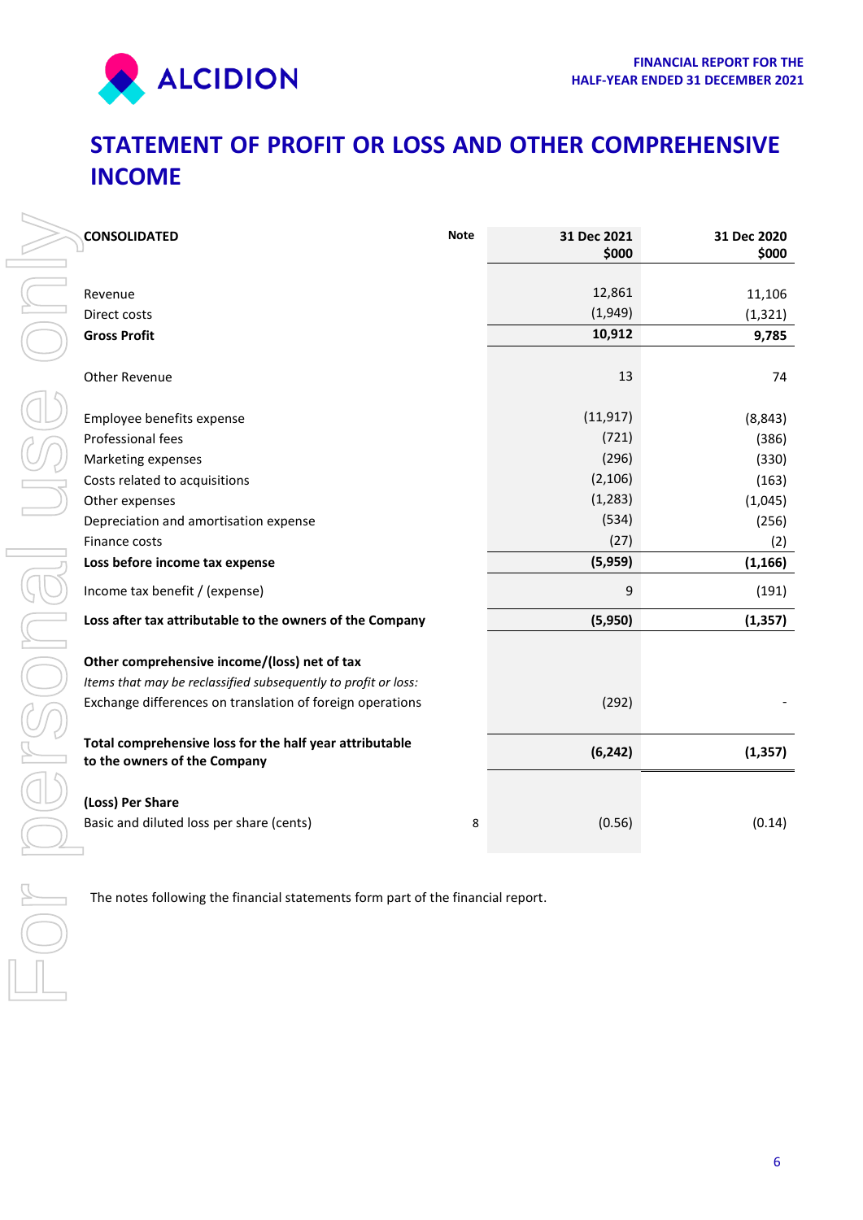# STATEMENT OF PROFIT OR LOSS AND OTHER COMPREHENSIVE INCOME

| **CONSOLIDATED** | **Note** | **31 Dec 2021 $000** | **31 Dec 2020 $000** |
|---|---|---|---|
| Revenue | | 12,861 | 11,106 |
| Direct costs | | (1,949) | (1,321) |
| **Gross Profit** | | **10,912** | **9,785** |
| Other Revenue | | 13 | 74 |
| Employee benefits expense | | (11,917) | (8,843) |
| Professional fees | | (721) | (386) |
| Marketing expenses | | (296) | (330) |
| Costs related to acquisitions | | (2,106) | (163) |
| Other expenses | | (1,283) | (1,045) |
| Depreciation and amortisation expense | | (534) | (256) |
| Finance costs | | (27) | (2) |
| **Loss before income tax expense** | | **(5,959)** | **(1,166)** |
| Income tax benefit / (expense) | | 9 | (191) |
| **Loss after tax attributable to the owners of the Company** | | **(5,950)** | **(1,357)** |
| **Other comprehensive income/(loss) net of tax** | | | |
| *Items that may be reclassified subsequently to profit or loss:* | | | |
| Exchange differences on translation of foreign operations | | (292) | - |
| **Total comprehensive loss for the half year attributable to the owners of the Company** | | **(6,242)** | **(1,357)** |
| **(Loss) Per Share** | | | |
| Basic and diluted loss per share (cents) | 8 | (0.56) | (0.14) |

The notes following the financial statements form part of the financial report.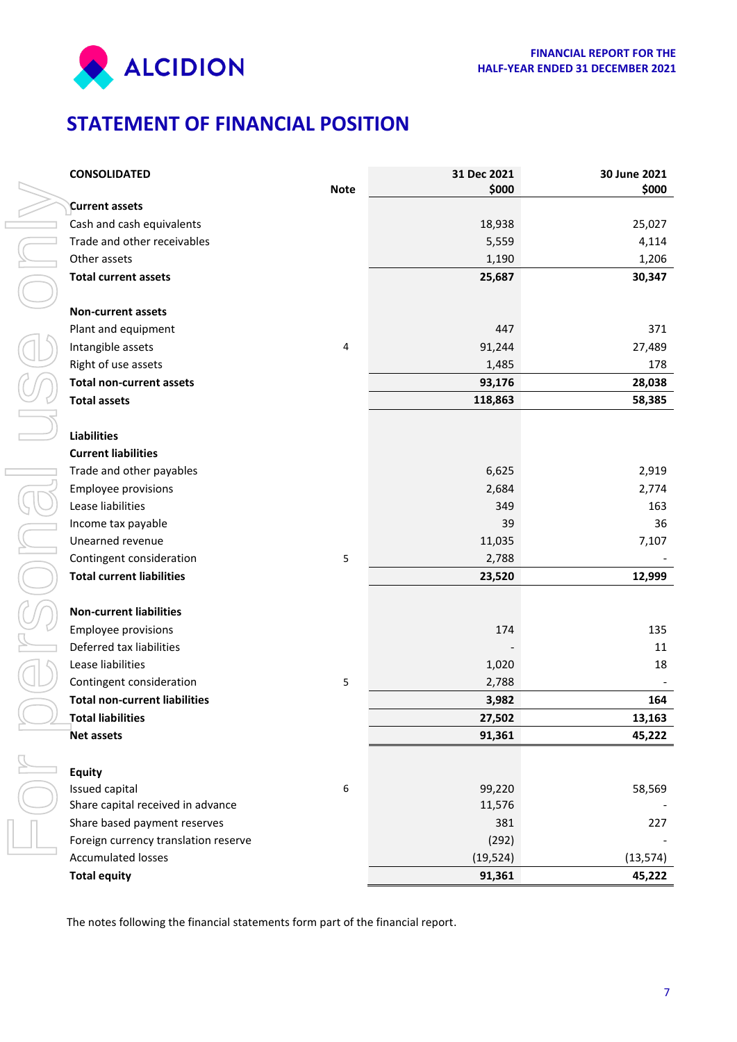# STATEMENT OF FINANCIAL POSITION

| CONSOLIDATED | Note | 31 Dec 2021 $000 | 30 June 2021 $000 |
|---|---|---|---|
| **Current assets** | | | |
| Cash and cash equivalents | | 18,938 | 25,027 |
| Trade and other receivables | | 5,559 | 4,114 |
| Other assets | | 1,190 | 1,206 |
| **Total current assets** | | **25,687** | **30,347** |
| | | | |
| **Non-current assets** | | | |
| Plant and equipment | | 447 | 371 |
| Intangible assets | 4 | 91,244 | 27,489 |
| Right of use assets | | 1,485 | 178 |
| **Total non-current assets** | | **93,176** | **28,038** |
| **Total assets** | | **118,863** | **58,385** |
| | | | |
| **Liabilities** | | | |
| **Current liabilities** | | | |
| Trade and other payables | | 6,625 | 2,919 |
| Employee provisions | | 2,684 | 2,774 |
| Lease liabilities | | 349 | 163 |
| Income tax payable | | 39 | 36 |
| Unearned revenue | | 11,035 | 7,107 |
| Contingent consideration | 5 | 2,788 | - |
| **Total current liabilities** | | **23,520** | **12,999** |
| | | | |
| **Non-current liabilities** | | | |
| Employee provisions | | 174 | 135 |
| Deferred tax liabilities | | - | 11 |
| Lease liabilities | | 1,020 | 18 |
| Contingent consideration | 5 | 2,788 | - |
| **Total non-current liabilities** | | **3,982** | **164** |
| **Total liabilities** | | **27,502** | **13,163** |
| **Net assets** | | **91,361** | **45,222** |
| | | | |
| **Equity** | | | |
| Issued capital | 6 | 99,220 | 58,569 |
| Share capital received in advance | | 11,576 | - |
| Share based payment reserves | | 381 | 227 |
| Foreign currency translation reserve | | (292) | - |
| Accumulated losses | | (19,524) | (13,574) |
| **Total equity** | | **91,361** | **45,222** |

The notes following the financial statements form part of the financial report.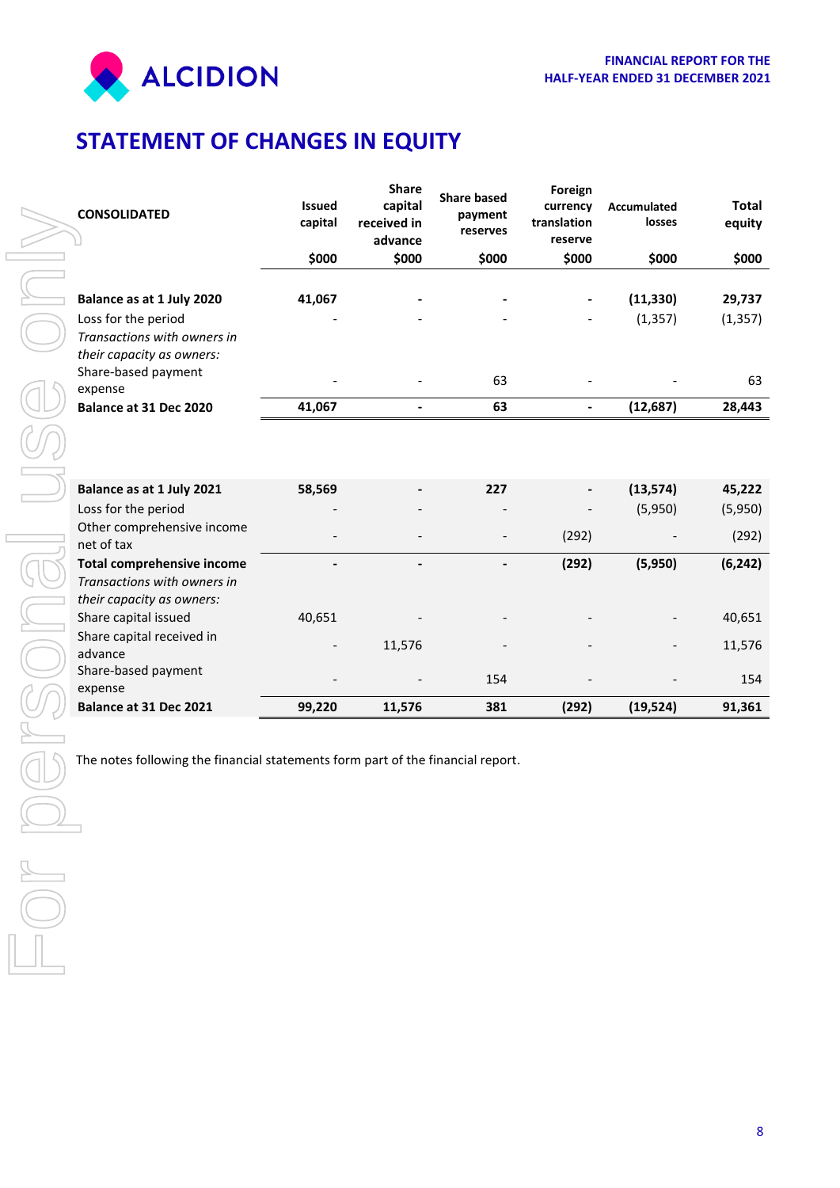# STATEMENT OF CHANGES IN EQUITY

| CONSOLIDATED | Issued capital | Share capital received in advance | Share based payment reserves | Foreign currency translation reserve | Accumulated losses | Total equity |
|---|---|---|---|---|---|---|
| | $000 | $000 | $000 | $000 | $000 | $000 |
| **Balance as at 1 July 2020** | **41,067** | **-** | **-** | **-** | **(11,330)** | **29,737** |
| Loss for the period | - | - | - | - | (1,357) | (1,357) |
| *Transactions with owners in their capacity as owners:* | | | | | | |
| Share-based payment expense | - | - | 63 | - | - | 63 |
| **Balance at 31 Dec 2020** | **41,067** | **-** | **63** | **-** | **(12,687)** | **28,443** |
| | | | | | | |
| **Balance as at 1 July 2021** | **58,569** | **-** | **227** | **-** | **(13,574)** | **45,222** |
| Loss for the period | - | - | - | - | (5,950) | (5,950) |
| Other comprehensive income net of tax | - | - | - | (292) | - | (292) |
| **Total comprehensive income** | **-** | **-** | **-** | **(292)** | **(5,950)** | **(6,242)** |
| *Transactions with owners in their capacity as owners:* | | | | | | |
| Share capital issued | 40,651 | - | - | - | - | 40,651 |
| Share capital received in advance | - | 11,576 | - | - | - | 11,576 |
| Share-based payment expense | - | - | 154 | - | - | 154 |
| **Balance at 31 Dec 2021** | **99,220** | **11,576** | **381** | **(292)** | **(19,524)** | **91,361** |

The notes following the financial statements form part of the financial report.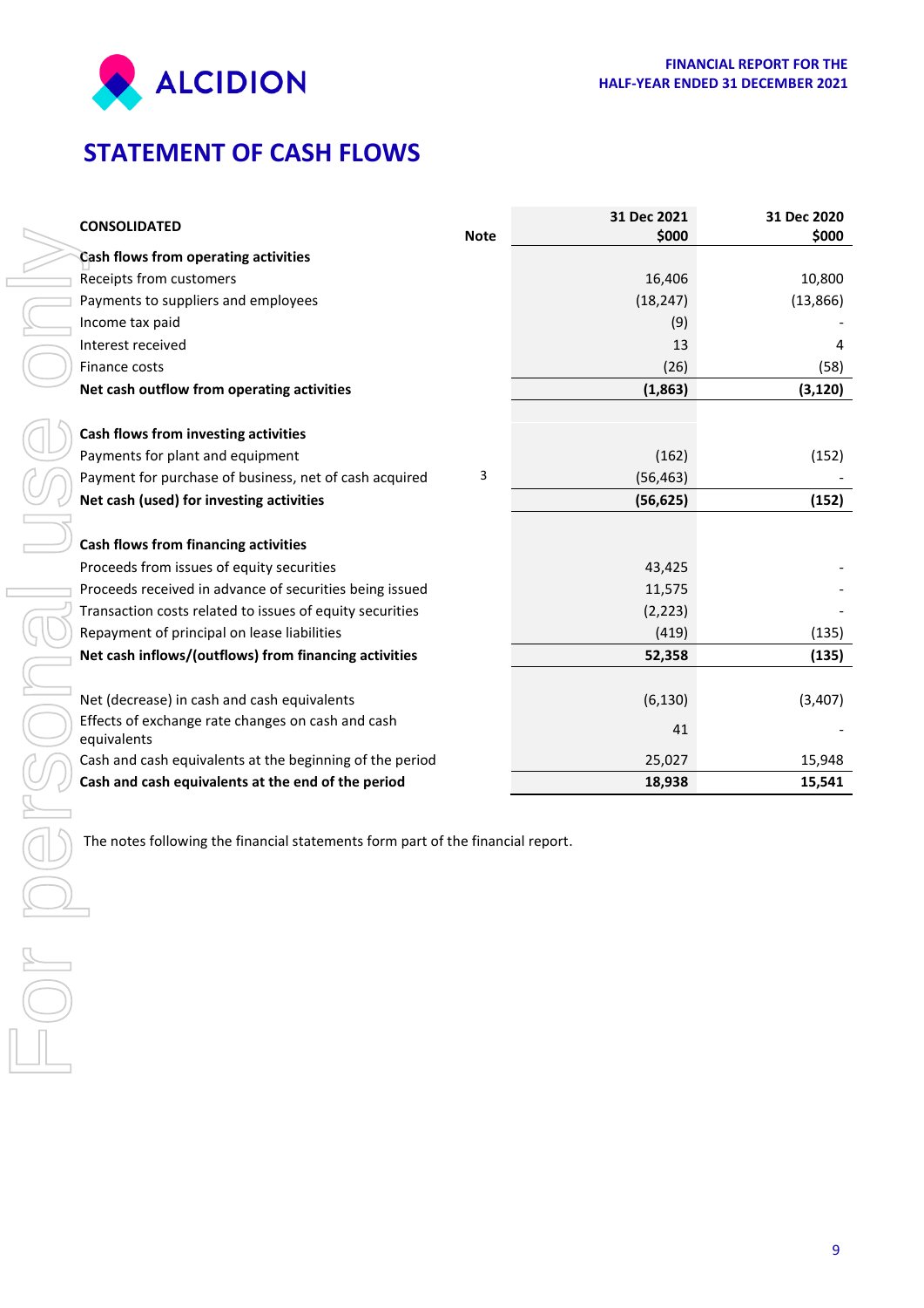# STATEMENT OF CASH FLOWS

| CONSOLIDATED | Note | 31 Dec 2021 $000 | 31 Dec 2020 $000 |
|---|---|---|---|
| **Cash flows from operating activities** | | | |
| Receipts from customers | | 16,406 | 10,800 |
| Payments to suppliers and employees | | (18,247) | (13,866) |
| Income tax paid | | (9) | - |
| Interest received | | 13 | 4 |
| Finance costs | | (26) | (58) |
| **Net cash outflow from operating activities** | | **(1,863)** | **(3,120)** |
| | | | |
| **Cash flows from investing activities** | | | |
| Payments for plant and equipment | | (162) | (152) |
| Payment for purchase of business, net of cash acquired | 3 | (56,463) | - |
| **Net cash (used) for investing activities** | | **(56,625)** | **(152)** |
| | | | |
| **Cash flows from financing activities** | | | |
| Proceeds from issues of equity securities | | 43,425 | - |
| Proceeds received in advance of securities being issued | | 11,575 | - |
| Transaction costs related to issues of equity securities | | (2,223) | - |
| Repayment of principal on lease liabilities | | (419) | (135) |
| **Net cash inflows/(outflows) from financing activities** | | **52,358** | **(135)** |
| | | | |
| Net (decrease) in cash and cash equivalents | | (6,130) | (3,407) |
| Effects of exchange rate changes on cash and cash equivalents | | 41 | - |
| Cash and cash equivalents at the beginning of the period | | 25,027 | 15,948 |
| **Cash and cash equivalents at the end of the period** | | **18,938** | **15,541** |

The notes following the financial statements form part of the financial report.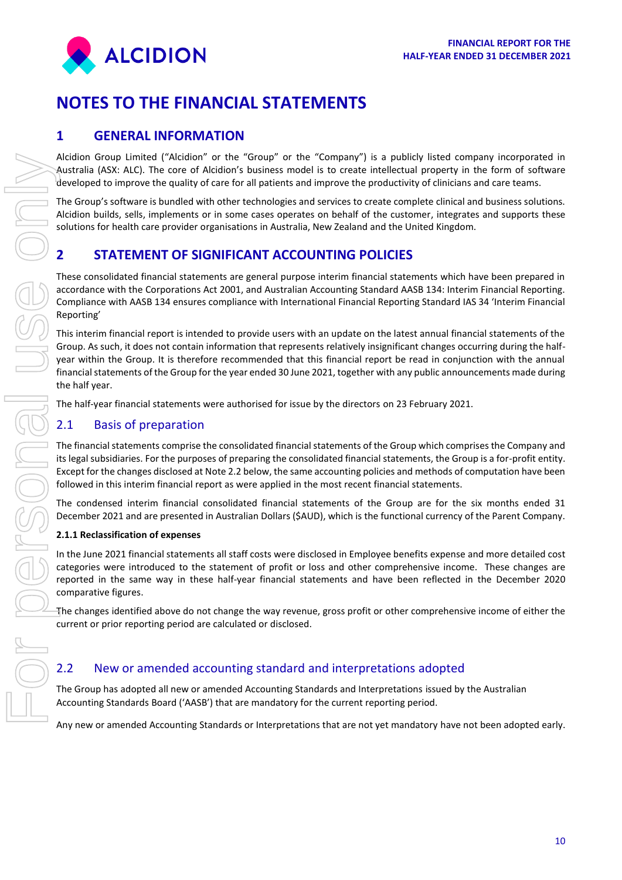# NOTES TO THE FINANCIAL STATEMENTS

## 1 GENERAL INFORMATION

Alcidion Group Limited ("Alcidion" or the "Group" or the "Company") is a publicly listed company incorporated in Australia (ASX: ALC). The core of Alcidion's business model is to create intellectual property in the form of software developed to improve the quality of care for all patients and improve the productivity of clinicians and care teams.

The Group's software is bundled with other technologies and services to create complete clinical and business solutions. Alcidion builds, sells, implements or in some cases operates on behalf of the customer, integrates and supports these solutions for health care provider organisations in Australia, New Zealand and the United Kingdom.

## 2 STATEMENT OF SIGNIFICANT ACCOUNTING POLICIES

These consolidated financial statements are general purpose interim financial statements which have been prepared in accordance with the Corporations Act 2001, and Australian Accounting Standard AASB 134: Interim Financial Reporting. Compliance with AASB 134 ensures compliance with International Financial Reporting Standard IAS 34 'Interim Financial Reporting'

This interim financial report is intended to provide users with an update on the latest annual financial statements of the Group. As such, it does not contain information that represents relatively insignificant changes occurring during the half-year within the Group. It is therefore recommended that this financial report be read in conjunction with the annual financial statements of the Group for the year ended 30 June 2021, together with any public announcements made during the half year.

The half-year financial statements were authorised for issue by the directors on 23 February 2021.

### 2.1 Basis of preparation

The financial statements comprise the consolidated financial statements of the Group which comprises the Company and its legal subsidiaries. For the purposes of preparing the consolidated financial statements, the Group is a for-profit entity. Except for the changes disclosed at Note 2.2 below, the same accounting policies and methods of computation have been followed in this interim financial report as were applied in the most recent financial statements.

The condensed interim financial consolidated financial statements of the Group are for the six months ended 31 December 2021 and are presented in Australian Dollars ($AUD), which is the functional currency of the Parent Company.

**2.1.1 Reclassification of expenses**

In the June 2021 financial statements all staff costs were disclosed in Employee benefits expense and more detailed cost categories were introduced to the statement of profit or loss and other comprehensive income. These changes are reported in the same way in these half-year financial statements and have been reflected in the December 2020 comparative figures.

The changes identified above do not change the way revenue, gross profit or other comprehensive income of either the current or prior reporting period are calculated or disclosed.

### 2.2 New or amended accounting standard and interpretations adopted

The Group has adopted all new or amended Accounting Standards and Interpretations issued by the Australian Accounting Standards Board ('AASB') that are mandatory for the current reporting period.

Any new or amended Accounting Standards or Interpretations that are not yet mandatory have not been adopted early.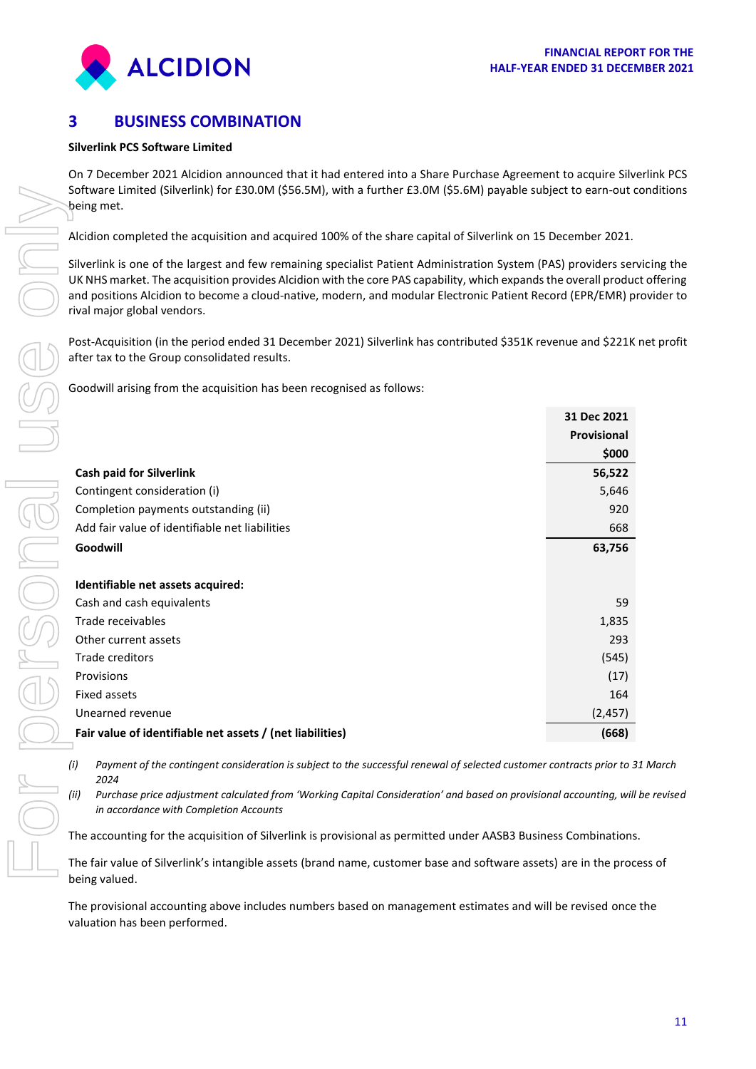## 3 BUSINESS COMBINATION

**Silverlink PCS Software Limited**

On 7 December 2021 Alcidion announced that it had entered into a Share Purchase Agreement to acquire Silverlink PCS Software Limited (Silverlink) for £30.0M ($56.5M), with a further £3.0M ($5.6M) payable subject to earn-out conditions being met.

Alcidion completed the acquisition and acquired 100% of the share capital of Silverlink on 15 December 2021.

Silverlink is one of the largest and few remaining specialist Patient Administration System (PAS) providers servicing the UK NHS market. The acquisition provides Alcidion with the core PAS capability, which expands the overall product offering and positions Alcidion to become a cloud-native, modern, and modular Electronic Patient Record (EPR/EMR) provider to rival major global vendors.

Post-Acquisition (in the period ended 31 December 2021) Silverlink has contributed $351K revenue and $221K net profit after tax to the Group consolidated results.

Goodwill arising from the acquisition has been recognised as follows:

| | 31 Dec 2021 Provisional $000 |
|---|---|
| **Cash paid for Silverlink** | **56,522** |
| Contingent consideration (i) | 5,646 |
| Completion payments outstanding (ii) | 920 |
| Add fair value of identifiable net liabilities | 668 |
| **Goodwill** | **63,756** |
| | |
| **Identifiable net assets acquired:** | |
| Cash and cash equivalents | 59 |
| Trade receivables | 1,835 |
| Other current assets | 293 |
| Trade creditors | (545) |
| Provisions | (17) |
| Fixed assets | 164 |
| Unearned revenue | (2,457) |
| **Fair value of identifiable net assets / (net liabilities)** | **(668)** |

*(i) Payment of the contingent consideration is subject to the successful renewal of selected customer contracts prior to 31 March 2024*

*(ii) Purchase price adjustment calculated from 'Working Capital Consideration' and based on provisional accounting, will be revised in accordance with Completion Accounts*

The accounting for the acquisition of Silverlink is provisional as permitted under AASB3 Business Combinations.

The fair value of Silverlink's intangible assets (brand name, customer base and software assets) are in the process of being valued.

The provisional accounting above includes numbers based on management estimates and will be revised once the valuation has been performed.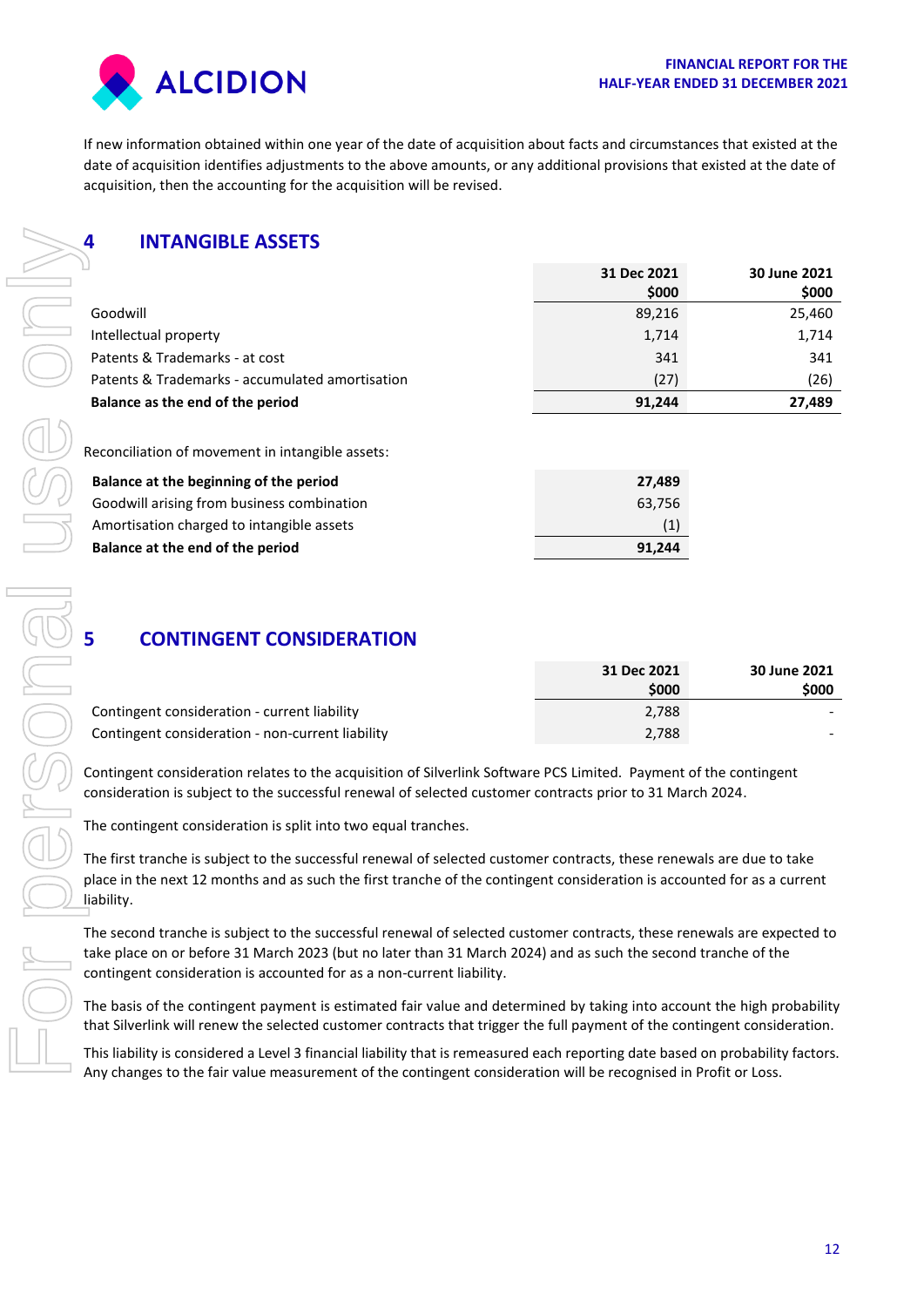If new information obtained within one year of the date of acquisition about facts and circumstances that existed at the date of acquisition identifies adjustments to the above amounts, or any additional provisions that existed at the date of acquisition, then the accounting for the acquisition will be revised.

## 4 INTANGIBLE ASSETS

| | 31 Dec 2021 $000 | 30 June 2021 $000 |
|---|---|---|
| Goodwill | 89,216 | 25,460 |
| Intellectual property | 1,714 | 1,714 |
| Patents & Trademarks - at cost | 341 | 341 |
| Patents & Trademarks - accumulated amortisation | (27) | (26) |
| **Balance as the end of the period** | **91,244** | **27,489** |

Reconciliation of movement in intangible assets:

| | |
|---|---|
| **Balance at the beginning of the period** | **27,489** |
| Goodwill arising from business combination | 63,756 |
| Amortisation charged to intangible assets | (1) |
| **Balance at the end of the period** | **91,244** |

## 5 CONTINGENT CONSIDERATION

| | 31 Dec 2021 $000 | 30 June 2021 $000 |
|---|---|---|
| Contingent consideration - current liability | 2,788 | - |
| Contingent consideration - non-current liability | 2,788 | - |

Contingent consideration relates to the acquisition of Silverlink Software PCS Limited. Payment of the contingent consideration is subject to the successful renewal of selected customer contracts prior to 31 March 2024.

The contingent consideration is split into two equal tranches.

The first tranche is subject to the successful renewal of selected customer contracts, these renewals are due to take place in the next 12 months and as such the first tranche of the contingent consideration is accounted for as a current liability.

The second tranche is subject to the successful renewal of selected customer contracts, these renewals are expected to take place on or before 31 March 2023 (but no later than 31 March 2024) and as such the second tranche of the contingent consideration is accounted for as a non-current liability.

The basis of the contingent payment is estimated fair value and determined by taking into account the high probability that Silverlink will renew the selected customer contracts that trigger the full payment of the contingent consideration.

This liability is considered a Level 3 financial liability that is remeasured each reporting date based on probability factors. Any changes to the fair value measurement of the contingent consideration will be recognised in Profit or Loss.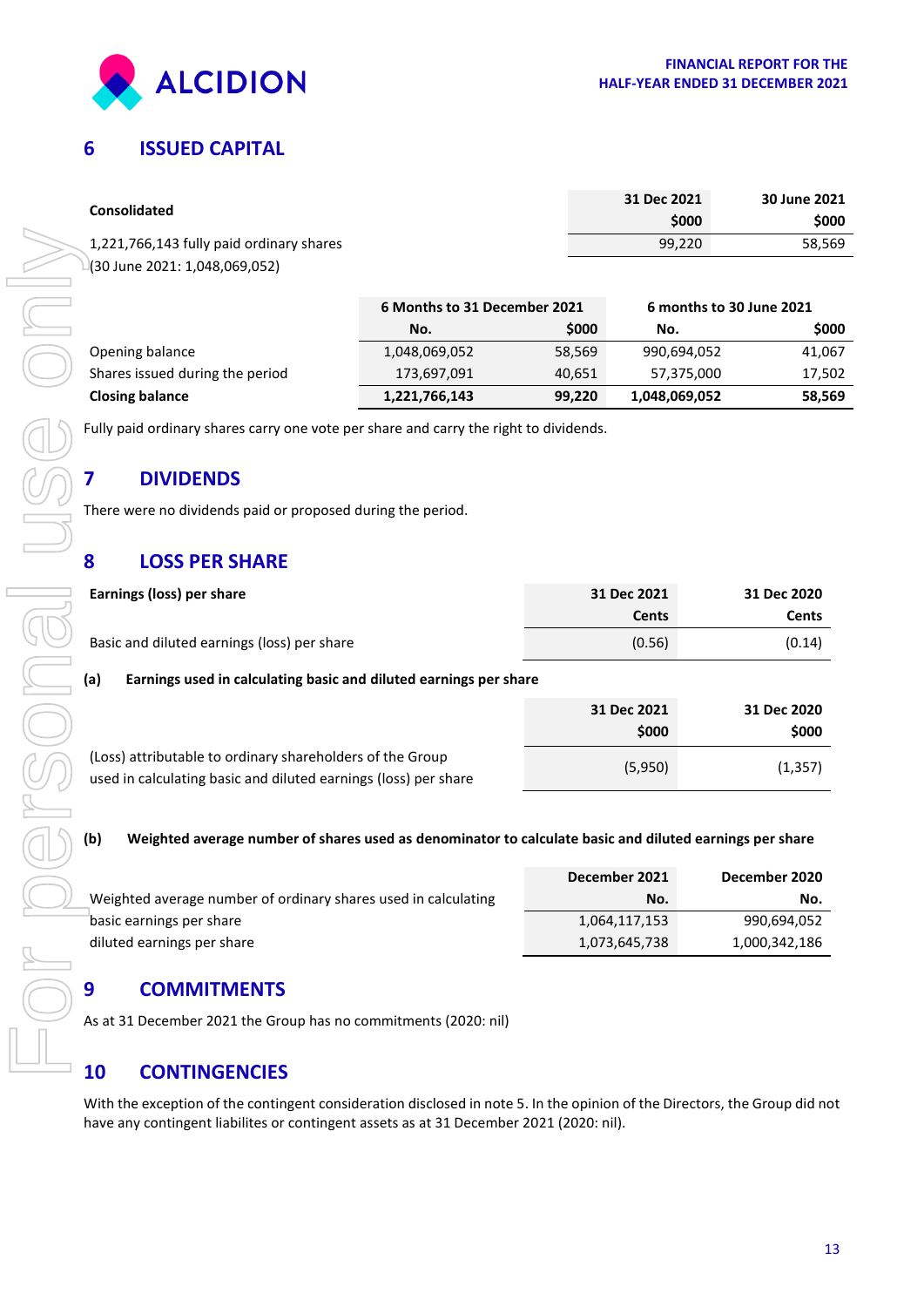## 6 ISSUED CAPITAL

| Consolidated | 31 Dec 2021 $000 | 30 June 2021 $000 |
|---|---|---|
| 1,221,766,143 fully paid ordinary shares (30 June 2021: 1,048,069,052) | 99,220 | 58,569 |

| | 6 Months to 31 December 2021 | | 6 months to 30 June 2021 | |
|---|---|---|---|---|
| | No. | $000 | No. | $000 |
| Opening balance | 1,048,069,052 | 58,569 | 990,694,052 | 41,067 |
| Shares issued during the period | 173,697,091 | 40,651 | 57,375,000 | 17,502 |
| **Closing balance** | **1,221,766,143** | **99,220** | **1,048,069,052** | **58,569** |

Fully paid ordinary shares carry one vote per share and carry the right to dividends.

## 7 DIVIDENDS

There were no dividends paid or proposed during the period.

## 8 LOSS PER SHARE

| Earnings (loss) per share | 31 Dec 2021 Cents | 31 Dec 2020 Cents |
|---|---|---|
| Basic and diluted earnings (loss) per share | (0.56) | (0.14) |

**(a) Earnings used in calculating basic and diluted earnings per share**

| | 31 Dec 2021 $000 | 31 Dec 2020 $000 |
|---|---|---|
| (Loss) attributable to ordinary shareholders of the Group used in calculating basic and diluted earnings (loss) per share | (5,950) | (1,357) |

**(b) Weighted average number of shares used as denominator to calculate basic and diluted earnings per share**

| Weighted average number of ordinary shares used in calculating | December 2021 No. | December 2020 No. |
|---|---|---|
| basic earnings per share | 1,064,117,153 | 990,694,052 |
| diluted earnings per share | 1,073,645,738 | 1,000,342,186 |

## 9 COMMITMENTS

As at 31 December 2021 the Group has no commitments (2020: nil)

## 10 CONTINGENCIES

With the exception of the contingent consideration disclosed in note 5. In the opinion of the Directors, the Group did not have any contingent liabilites or contingent assets as at 31 December 2021 (2020: nil).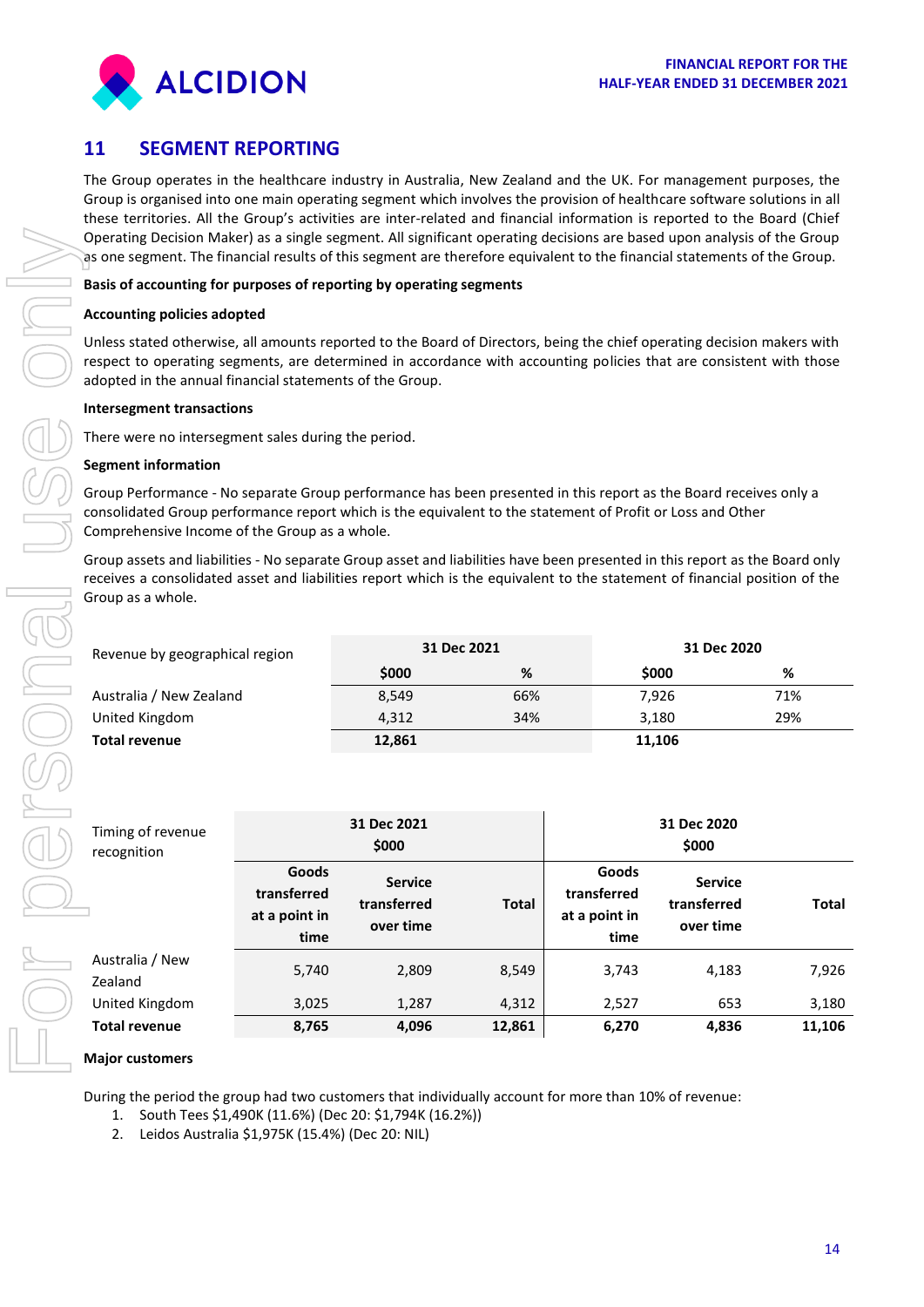## 11 SEGMENT REPORTING

The Group operates in the healthcare industry in Australia, New Zealand and the UK. For management purposes, the Group is organised into one main operating segment which involves the provision of healthcare software solutions in all these territories. All the Group's activities are inter-related and financial information is reported to the Board (Chief Operating Decision Maker) as a single segment. All significant operating decisions are based upon analysis of the Group as one segment. The financial results of this segment are therefore equivalent to the financial statements of the Group.

**Basis of accounting for purposes of reporting by operating segments**

**Accounting policies adopted**

Unless stated otherwise, all amounts reported to the Board of Directors, being the chief operating decision makers with respect to operating segments, are determined in accordance with accounting policies that are consistent with those adopted in the annual financial statements of the Group.

**Intersegment transactions**

There were no intersegment sales during the period.

**Segment information**

Group Performance - No separate Group performance has been presented in this report as the Board receives only a consolidated Group performance report which is the equivalent to the statement of Profit or Loss and Other Comprehensive Income of the Group as a whole.

Group assets and liabilities - No separate Group asset and liabilities have been presented in this report as the Board only receives a consolidated asset and liabilities report which is the equivalent to the statement of financial position of the Group as a whole.

| Revenue by geographical region | 31 Dec 2021 | | 31 Dec 2020 | |
|---|---|---|---|---|
| | $000 | % | $000 | % |
| Australia / New Zealand | 8,549 | 66% | 7,926 | 71% |
| United Kingdom | 4,312 | 34% | 3,180 | 29% |
| **Total revenue** | **12,861** | | **11,106** | |

| Timing of revenue recognition | 31 Dec 2021 $000 | | | 31 Dec 2020 $000 | | |
|---|---|---|---|---|---|---|
| | Goods transferred at a point in time | Service transferred over time | Total | Goods transferred at a point in time | Service transferred over time | Total |
| Australia / New Zealand | 5,740 | 2,809 | 8,549 | 3,743 | 4,183 | 7,926 |
| United Kingdom | 3,025 | 1,287 | 4,312 | 2,527 | 653 | 3,180 |
| **Total revenue** | **8,765** | **4,096** | **12,861** | **6,270** | **4,836** | **11,106** |

**Major customers**

During the period the group had two customers that individually account for more than 10% of revenue:

1. South Tees $1,490K (11.6%) (Dec 20: $1,794K (16.2%))
2. Leidos Australia $1,975K (15.4%) (Dec 20: NIL)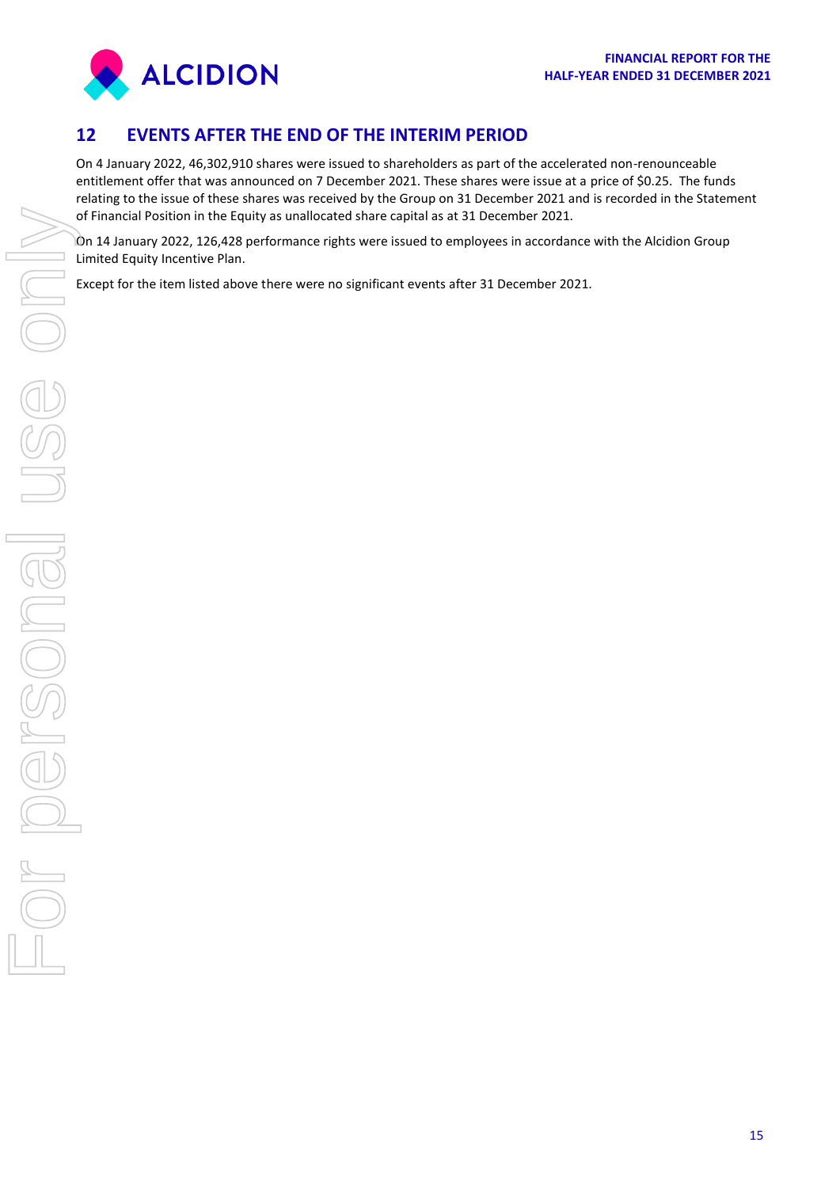## 12 EVENTS AFTER THE END OF THE INTERIM PERIOD

On 4 January 2022, 46,302,910 shares were issued to shareholders as part of the accelerated non-renounceable entitlement offer that was announced on 7 December 2021. These shares were issue at a price of $0.25. The funds relating to the issue of these shares was received by the Group on 31 December 2021 and is recorded in the Statement of Financial Position in the Equity as unallocated share capital as at 31 December 2021.

On 14 January 2022, 126,428 performance rights were issued to employees in accordance with the Alcidion Group Limited Equity Incentive Plan.

Except for the item listed above there were no significant events after 31 December 2021.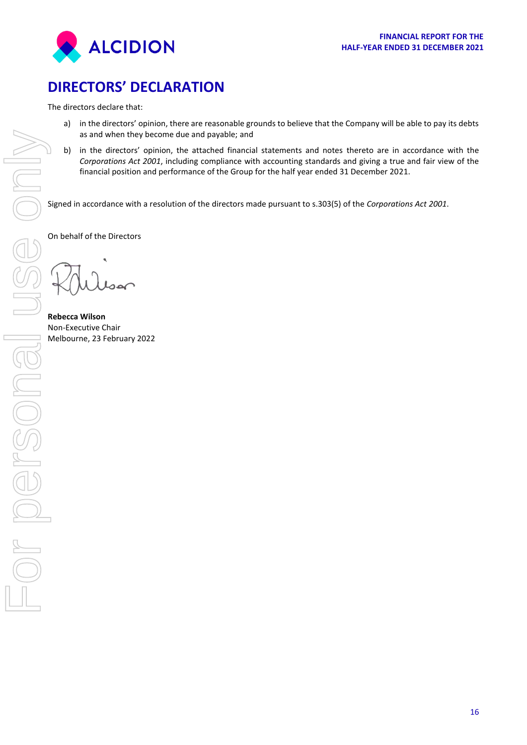# DIRECTORS' DECLARATION

The directors declare that:

a) in the directors' opinion, there are reasonable grounds to believe that the Company will be able to pay its debts as and when they become due and payable; and

b) in the directors' opinion, the attached financial statements and notes thereto are in accordance with the *Corporations Act 2001*, including compliance with accounting standards and giving a true and fair view of the financial position and performance of the Group for the half year ended 31 December 2021.

Signed in accordance with a resolution of the directors made pursuant to s.303(5) of the *Corporations Act 2001*.

On behalf of the Directors

**Rebecca Wilson**
Non-Executive Chair
Melbourne, 23 February 2022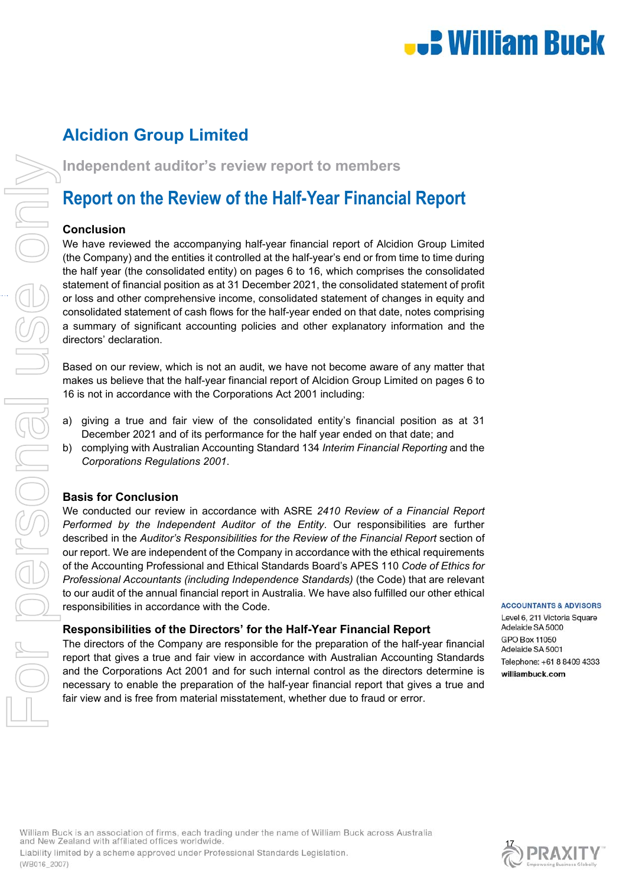# Alcidion Group Limited

## Independent auditor's review report to members

# Report on the Review of the Half-Year Financial Report

### Conclusion

We have reviewed the accompanying half-year financial report of Alcidion Group Limited (the Company) and the entities it controlled at the half-year's end or from time to time during the half year (the consolidated entity) on pages 6 to 16, which comprises the consolidated statement of financial position as at 31 December 2021, the consolidated statement of profit or loss and other comprehensive income, consolidated statement of changes in equity and consolidated statement of cash flows for the half-year ended on that date, notes comprising a summary of significant accounting policies and other explanatory information and the directors' declaration.

Based on our review, which is not an audit, we have not become aware of any matter that makes us believe that the half-year financial report of Alcidion Group Limited on pages 6 to 16 is not in accordance with the Corporations Act 2001 including:

a) giving a true and fair view of the consolidated entity's financial position as at 31 December 2021 and of its performance for the half year ended on that date; and
b) complying with Australian Accounting Standard 134 *Interim Financial Reporting* and the *Corporations Regulations 2001*.

### Basis for Conclusion

We conducted our review in accordance with ASRE *2410 Review of a Financial Report Performed by the Independent Auditor of the Entity*. Our responsibilities are further described in the *Auditor's Responsibilities for the Review of the Financial Report* section of our report. We are independent of the Company in accordance with the ethical requirements of the Accounting Professional and Ethical Standards Board's APES 110 *Code of Ethics for Professional Accountants (including Independence Standards)* (the Code) that are relevant to our audit of the annual financial report in Australia. We have also fulfilled our other ethical responsibilities in accordance with the Code.

### Responsibilities of the Directors' for the Half-Year Financial Report

The directors of the Company are responsible for the preparation of the half-year financial report that gives a true and fair view in accordance with Australian Accounting Standards and the Corporations Act 2001 and for such internal control as the directors determine is necessary to enable the preparation of the half-year financial report that gives a true and fair view and is free from material misstatement, whether due to fraud or error.

**ACCOUNTANTS & ADVISORS**
Level 6, 211 Victoria Square
Adelaide SA 5000
GPO Box 11050
Adelaide SA 5001
Telephone: +61 8 8409 4333
**williambuck.com**

William Buck is an association of firms, each trading under the name of William Buck across Australia and New Zealand with affiliated offices worldwide.
Liability limited by a scheme approved under Professional Standards Legislation.
(WB016_2007)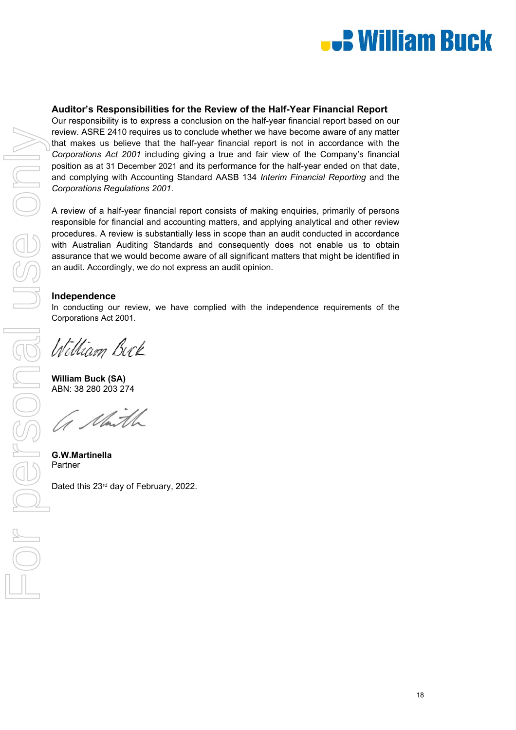## Auditor's Responsibilities for the Review of the Half-Year Financial Report

Our responsibility is to express a conclusion on the half-year financial report based on our review. ASRE 2410 requires us to conclude whether we have become aware of any matter that makes us believe that the half-year financial report is not in accordance with the *Corporations Act 2001* including giving a true and fair view of the Company's financial position as at 31 December 2021 and its performance for the half-year ended on that date, and complying with Accounting Standard AASB 134 *Interim Financial Reporting* and the *Corporations Regulations 2001*.

A review of a half-year financial report consists of making enquiries, primarily of persons responsible for financial and accounting matters, and applying analytical and other review procedures. A review is substantially less in scope than an audit conducted in accordance with Australian Auditing Standards and consequently does not enable us to obtain assurance that we would become aware of all significant matters that might be identified in an audit. Accordingly, we do not express an audit opinion.

## Independence

In conducting our review, we have complied with the independence requirements of the Corporations Act 2001.

William Buck

**William Buck (SA)**
ABN: 38 280 203 274

G Martin

**G.W.Martinella**
Partner

Dated this 23rd day of February, 2022.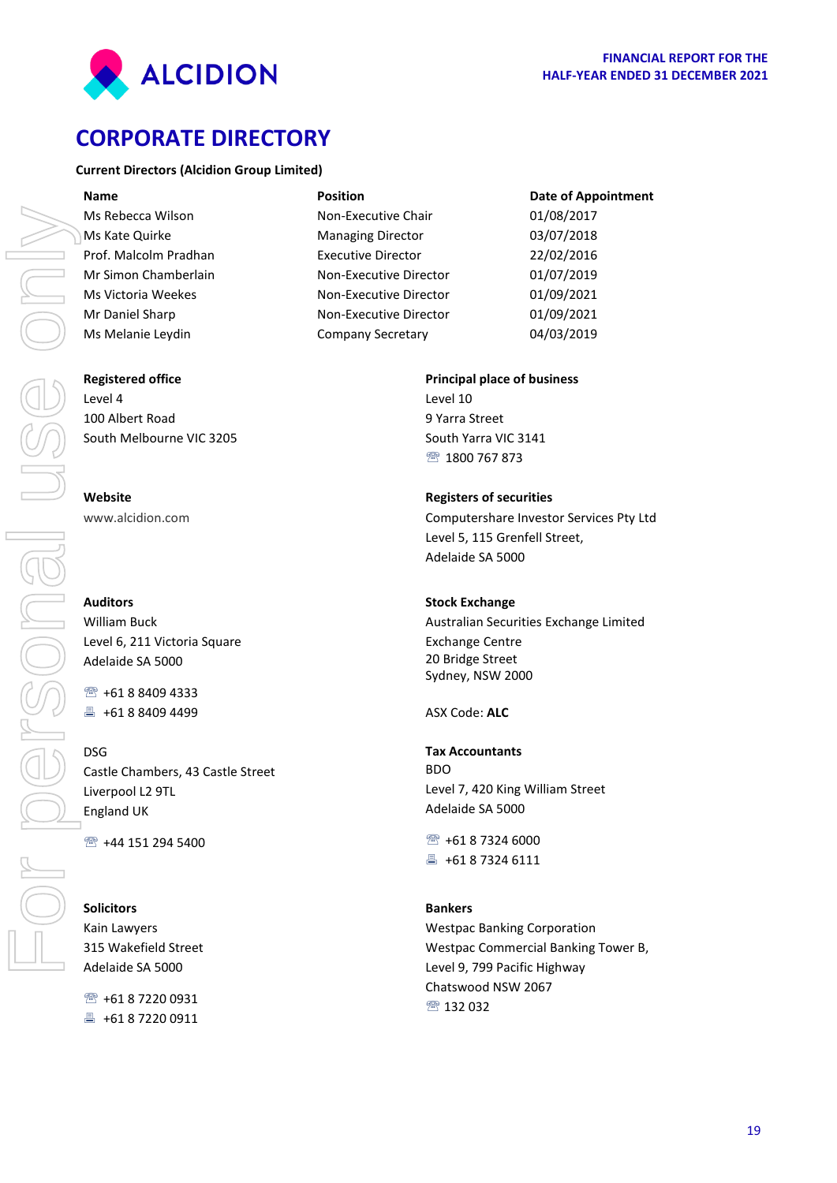# CORPORATE DIRECTORY

**Current Directors (Alcidion Group Limited)**

| Name | Position | Date of Appointment |
|---|---|---|
| Ms Rebecca Wilson | Non-Executive Chair | 01/08/2017 |
| Ms Kate Quirke | Managing Director | 03/07/2018 |
| Prof. Malcolm Pradhan | Executive Director | 22/02/2016 |
| Mr Simon Chamberlain | Non-Executive Director | 01/07/2019 |
| Ms Victoria Weekes | Non-Executive Director | 01/09/2021 |
| Mr Daniel Sharp | Non-Executive Director | 01/09/2021 |
| Ms Melanie Leydin | Company Secretary | 04/03/2019 |

**Registered office**
Level 4
100 Albert Road
South Melbourne VIC 3205

**Principal place of business**
Level 10
9 Yarra Street
South Yarra VIC 3141
☎ 1800 767 873

**Website**
www.alcidion.com

**Registers of securities**
Computershare Investor Services Pty Ltd
Level 5, 115 Grenfell Street,
Adelaide SA 5000

**Auditors**
William Buck
Level 6, 211 Victoria Square
Adelaide SA 5000

☎ +61 8 8409 4333
🖷 +61 8 8409 4499

DSG
Castle Chambers, 43 Castle Street
Liverpool L2 9TL
England UK

☎ +44 151 294 5400

**Stock Exchange**
Australian Securities Exchange Limited
Exchange Centre
20 Bridge Street
Sydney, NSW 2000

ASX Code: **ALC**

**Tax Accountants**
BDO
Level 7, 420 King William Street
Adelaide SA 5000

☎ +61 8 7324 6000
🖷 +61 8 7324 6111

**Solicitors**
Kain Lawyers
315 Wakefield Street
Adelaide SA 5000

☎ +61 8 7220 0931
🖷 +61 8 7220 0911

**Bankers**
Westpac Banking Corporation
Westpac Commercial Banking Tower B,
Level 9, 799 Pacific Highway
Chatswood NSW 2067
☎ 132 032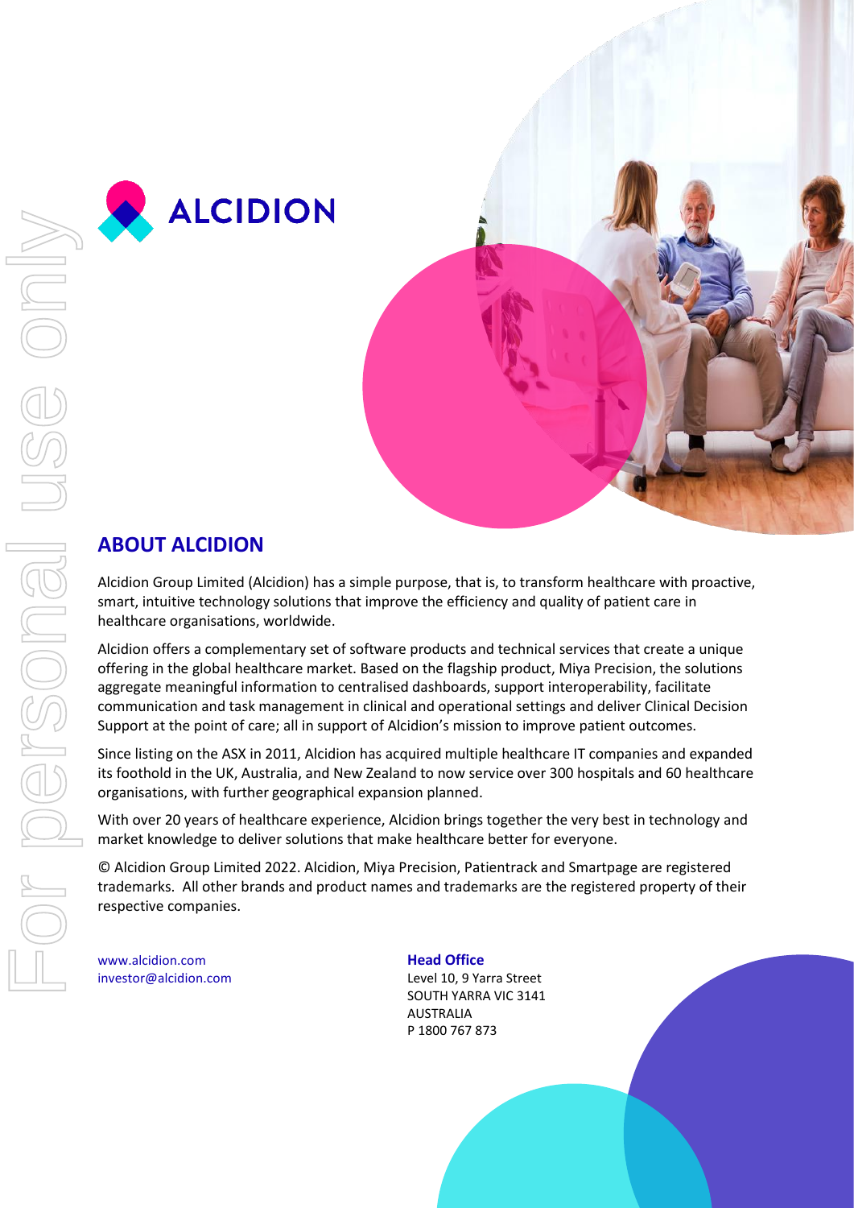# ABOUT ALCIDION

Alcidion Group Limited (Alcidion) has a simple purpose, that is, to transform healthcare with proactive, smart, intuitive technology solutions that improve the efficiency and quality of patient care in healthcare organisations, worldwide.

Alcidion offers a complementary set of software products and technical services that create a unique offering in the global healthcare market. Based on the flagship product, Miya Precision, the solutions aggregate meaningful information to centralised dashboards, support interoperability, facilitate communication and task management in clinical and operational settings and deliver Clinical Decision Support at the point of care; all in support of Alcidion's mission to improve patient outcomes.

Since listing on the ASX in 2011, Alcidion has acquired multiple healthcare IT companies and expanded its foothold in the UK, Australia, and New Zealand to now service over 300 hospitals and 60 healthcare organisations, with further geographical expansion planned.

With over 20 years of healthcare experience, Alcidion brings together the very best in technology and market knowledge to deliver solutions that make healthcare better for everyone.

© Alcidion Group Limited 2022. Alcidion, Miya Precision, Patientrack and Smartpage are registered trademarks. All other brands and product names and trademarks are the registered property of their respective companies.

www.alcidion.com
investor@alcidion.com

**Head Office**
Level 10, 9 Yarra Street
SOUTH YARRA VIC 3141
AUSTRALIA
P 1800 767 873